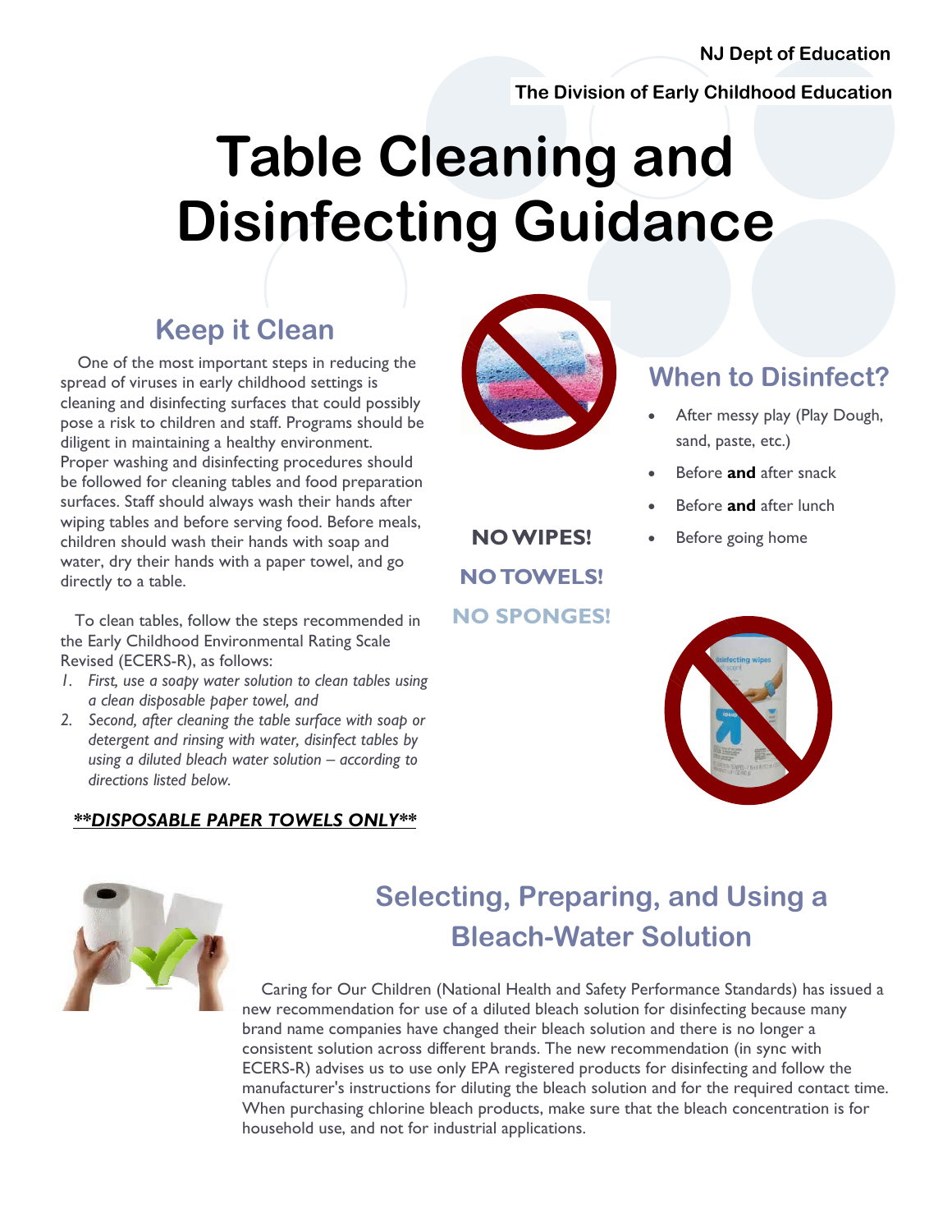**NJ Dept of Education**

**The Division of Early Childhood Education**

# Table Cleaning and Disinfecting Guidance

## Keep it Clean

One of the most important steps in reducing the spread of viruses in early childhood settings is cleaning and disinfecting surfaces that could possibly pose a risk to children and staff. Programs should be diligent in maintaining a healthy environment. Proper washing and disinfecting procedures should be followed for cleaning tables and food preparation surfaces. Staff should always wash their hands after wiping tables and before serving food. Before meals, children should wash their hands with soap and water, dry their hands with a paper towel, and go directly to a table.

To clean tables, follow the steps recommended in the Early Childhood Environmental Rating Scale Revised (ECERS-R), as follows:

1. *First, use a soapy water solution to clean tables using a clean disposable paper towel, and*
2. *Second, after cleaning the table surface with soap or detergent and rinsing with water, disinfect tables by using a diluted bleach water solution – according to directions listed below.*

***\*\*DISPOSABLE PAPER TOWELS ONLY\*\****

**NO WIPES!**

**NO TOWELS!**

**NO SPONGES!**

## When to Disinfect?

- After messy play (Play Dough, sand, paste, etc.)
- Before **and** after snack
- Before **and** after lunch
- Before going home

## Selecting, Preparing, and Using a Bleach-Water Solution

Caring for Our Children (National Health and Safety Performance Standards) has issued a new recommendation for use of a diluted bleach solution for disinfecting because many brand name companies have changed their bleach solution and there is no longer a consistent solution across different brands. The new recommendation (in sync with ECERS-R) advises us to use only EPA registered products for disinfecting and follow the manufacturer's instructions for diluting the bleach solution and for the required contact time. When purchasing chlorine bleach products, make sure that the bleach concentration is for household use, and not for industrial applications.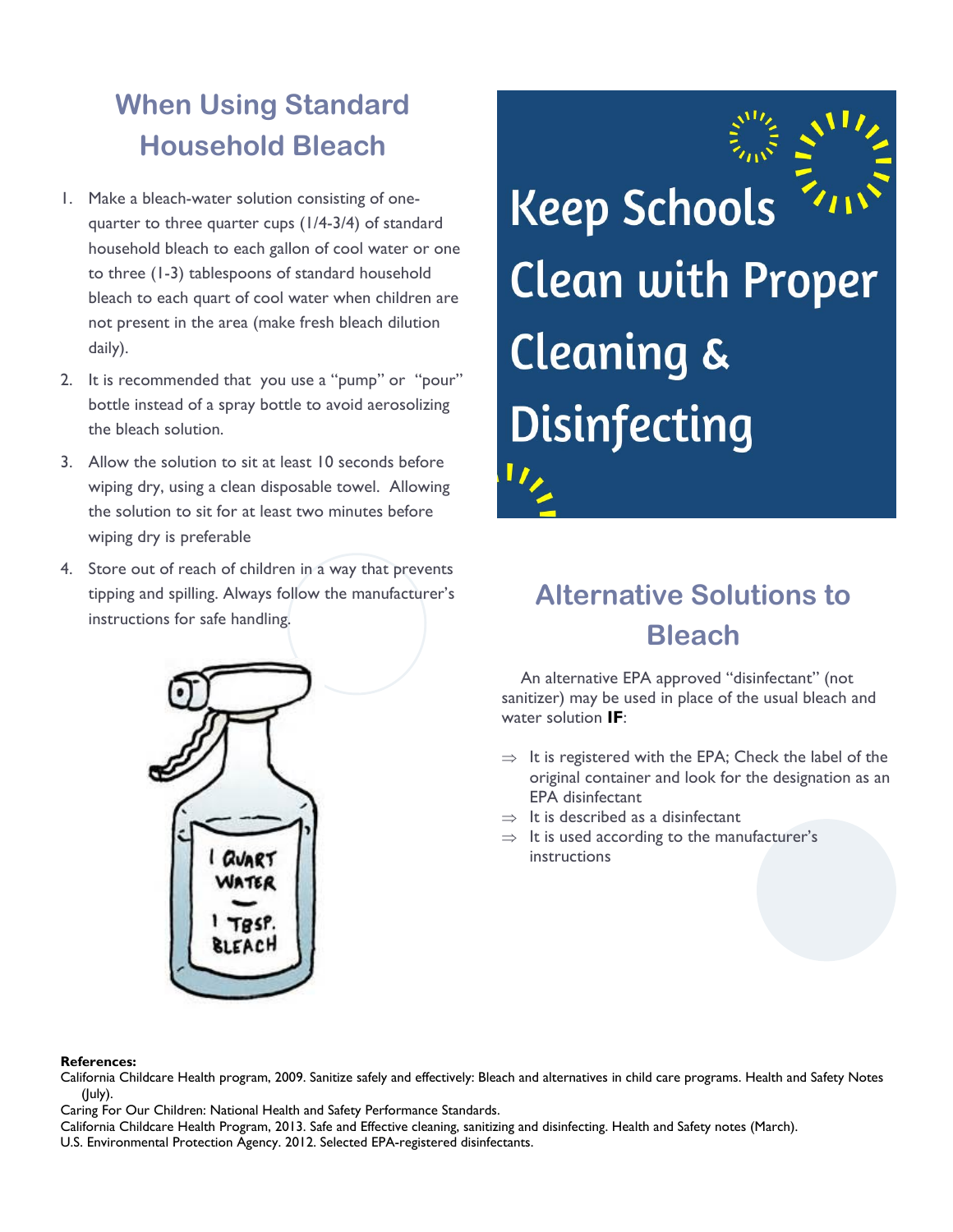## When Using Standard Household Bleach

1. Make a bleach-water solution consisting of one-quarter to three quarter cups (1/4-3/4) of standard household bleach to each gallon of cool water or one to three (1-3) tablespoons of standard household bleach to each quart of cool water when children are not present in the area (make fresh bleach dilution daily).
2. It is recommended that you use a "pump" or "pour" bottle instead of a spray bottle to avoid aerosolizing the bleach solution.
3. Allow the solution to sit at least 10 seconds before wiping dry, using a clean disposable towel. Allowing the solution to sit for at least two minutes before wiping dry is preferable
4. Store out of reach of children in a way that prevents tipping and spilling. Always follow the manufacturer's instructions for safe handling.

I QUART WATER
—
1 TBSP. BLEACH

# Keep Schools Clean with Proper Cleaning & Disinfecting

## Alternative Solutions to Bleach

An alternative EPA approved "disinfectant" (not sanitizer) may be used in place of the usual bleach and water solution **IF**:

- ⇒ It is registered with the EPA; Check the label of the original container and look for the designation as an EPA disinfectant
- ⇒ It is described as a disinfectant
- ⇒ It is used according to the manufacturer's instructions

**References:**

California Childcare Health program, 2009. Sanitize safely and effectively: Bleach and alternatives in child care programs. Health and Safety Notes (July).

Caring For Our Children: National Health and Safety Performance Standards.

California Childcare Health Program, 2013. Safe and Effective cleaning, sanitizing and disinfecting. Health and Safety notes (March).

U.S. Environmental Protection Agency. 2012. Selected EPA-registered disinfectants.